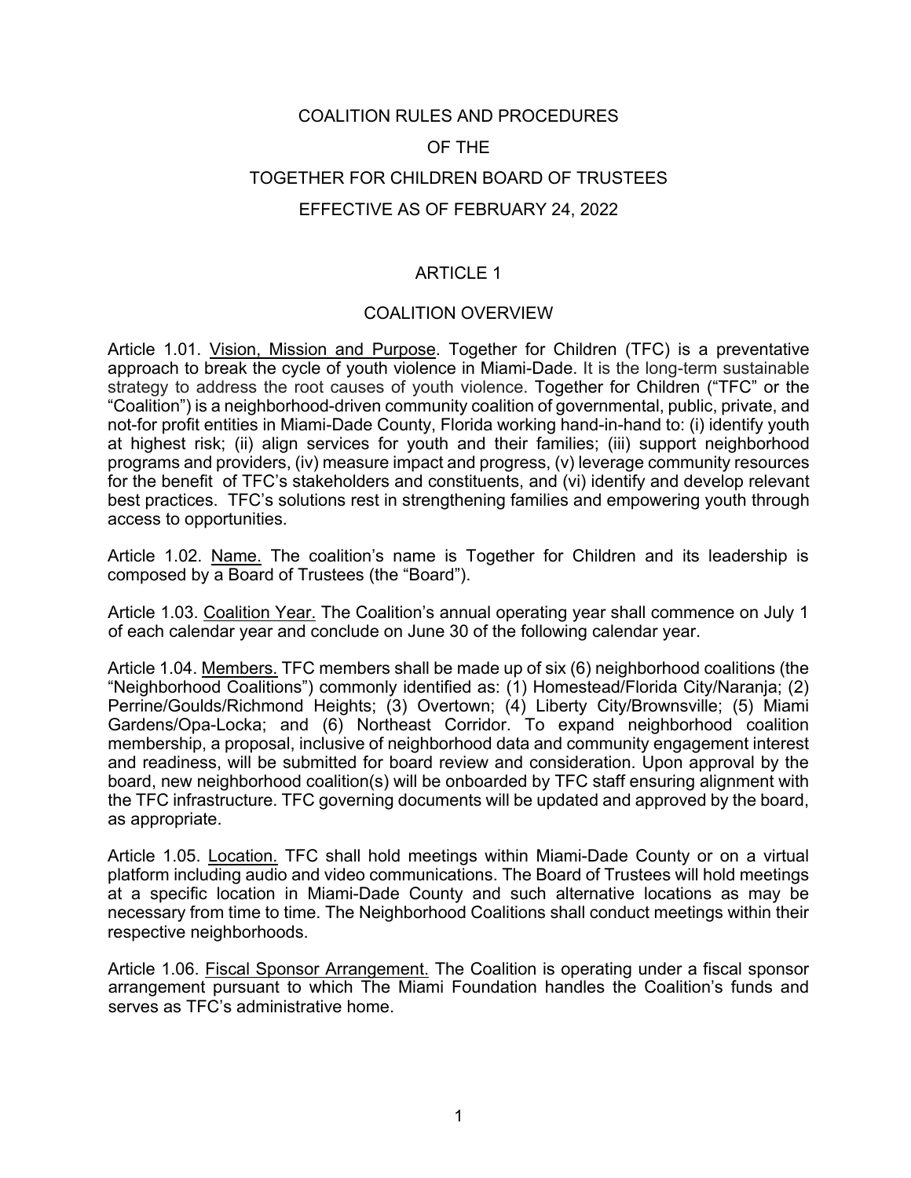# COALITION RULES AND PROCEDURES

# OF THE

# TOGETHER FOR CHILDREN BOARD OF TRUSTEES

# EFFECTIVE AS OF FEBRUARY 24, 2022

## ARTICLE 1

## COALITION OVERVIEW

Article 1.01. Vision, Mission and Purpose. Together for Children (TFC) is a preventative approach to break the cycle of youth violence in Miami-Dade. It is the long-term sustainable strategy to address the root causes of youth violence. Together for Children ("TFC" or the "Coalition") is a neighborhood-driven community coalition of governmental, public, private, and not-for profit entities in Miami-Dade County, Florida working hand-in-hand to: (i) identify youth at highest risk; (ii) align services for youth and their families; (iii) support neighborhood programs and providers, (iv) measure impact and progress, (v) leverage community resources for the benefit of TFC's stakeholders and constituents, and (vi) identify and develop relevant best practices. TFC's solutions rest in strengthening families and empowering youth through access to opportunities.

Article 1.02. Name. The coalition's name is Together for Children and its leadership is composed by a Board of Trustees (the "Board").

Article 1.03. Coalition Year. The Coalition's annual operating year shall commence on July 1 of each calendar year and conclude on June 30 of the following calendar year.

Article 1.04. Members. TFC members shall be made up of six (6) neighborhood coalitions (the "Neighborhood Coalitions") commonly identified as: (1) Homestead/Florida City/Naranja; (2) Perrine/Goulds/Richmond Heights; (3) Overtown; (4) Liberty City/Brownsville; (5) Miami Gardens/Opa-Locka; and (6) Northeast Corridor. To expand neighborhood coalition membership, a proposal, inclusive of neighborhood data and community engagement interest and readiness, will be submitted for board review and consideration. Upon approval by the board, new neighborhood coalition(s) will be onboarded by TFC staff ensuring alignment with the TFC infrastructure. TFC governing documents will be updated and approved by the board, as appropriate.

Article 1.05. Location. TFC shall hold meetings within Miami-Dade County or on a virtual platform including audio and video communications. The Board of Trustees will hold meetings at a specific location in Miami-Dade County and such alternative locations as may be necessary from time to time. The Neighborhood Coalitions shall conduct meetings within their respective neighborhoods.

Article 1.06. Fiscal Sponsor Arrangement. The Coalition is operating under a fiscal sponsor arrangement pursuant to which The Miami Foundation handles the Coalition's funds and serves as TFC's administrative home.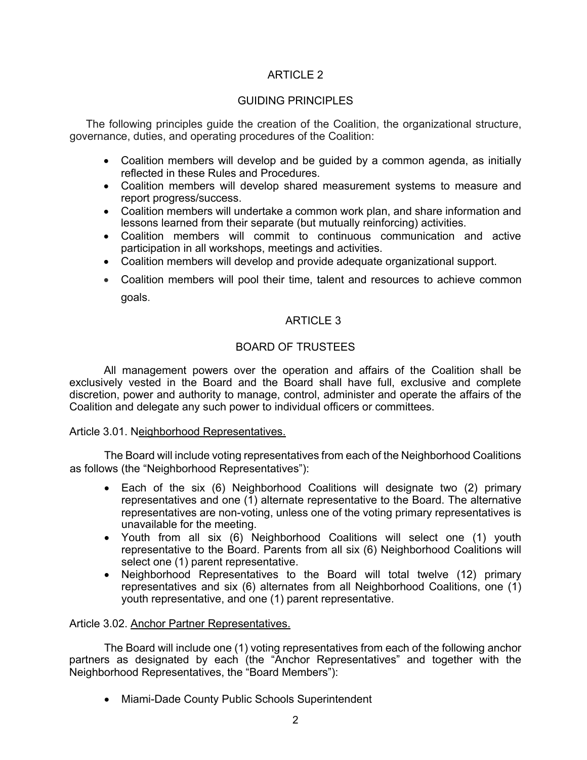# ARTICLE 2

## GUIDING PRINCIPLES

The following principles guide the creation of the Coalition, the organizational structure, governance, duties, and operating procedures of the Coalition:

- Coalition members will develop and be guided by a common agenda, as initially reflected in these Rules and Procedures.
- Coalition members will develop shared measurement systems to measure and report progress/success.
- Coalition members will undertake a common work plan, and share information and lessons learned from their separate (but mutually reinforcing) activities.
- Coalition members will commit to continuous communication and active participation in all workshops, meetings and activities.
- Coalition members will develop and provide adequate organizational support.
- Coalition members will pool their time, talent and resources to achieve common goals.

# ARTICLE 3

## BOARD OF TRUSTEES

All management powers over the operation and affairs of the Coalition shall be exclusively vested in the Board and the Board shall have full, exclusive and complete discretion, power and authority to manage, control, administer and operate the affairs of the Coalition and delegate any such power to individual officers or committees.

Article 3.01. Neighborhood Representatives.

The Board will include voting representatives from each of the Neighborhood Coalitions as follows (the "Neighborhood Representatives"):

- Each of the six (6) Neighborhood Coalitions will designate two (2) primary representatives and one (1) alternate representative to the Board. The alternative representatives are non-voting, unless one of the voting primary representatives is unavailable for the meeting.
- Youth from all six (6) Neighborhood Coalitions will select one (1) youth representative to the Board. Parents from all six (6) Neighborhood Coalitions will select one (1) parent representative.
- Neighborhood Representatives to the Board will total twelve (12) primary representatives and six (6) alternates from all Neighborhood Coalitions, one (1) youth representative, and one (1) parent representative.

Article 3.02. Anchor Partner Representatives.

The Board will include one (1) voting representatives from each of the following anchor partners as designated by each (the "Anchor Representatives" and together with the Neighborhood Representatives, the "Board Members"):

- Miami-Dade County Public Schools Superintendent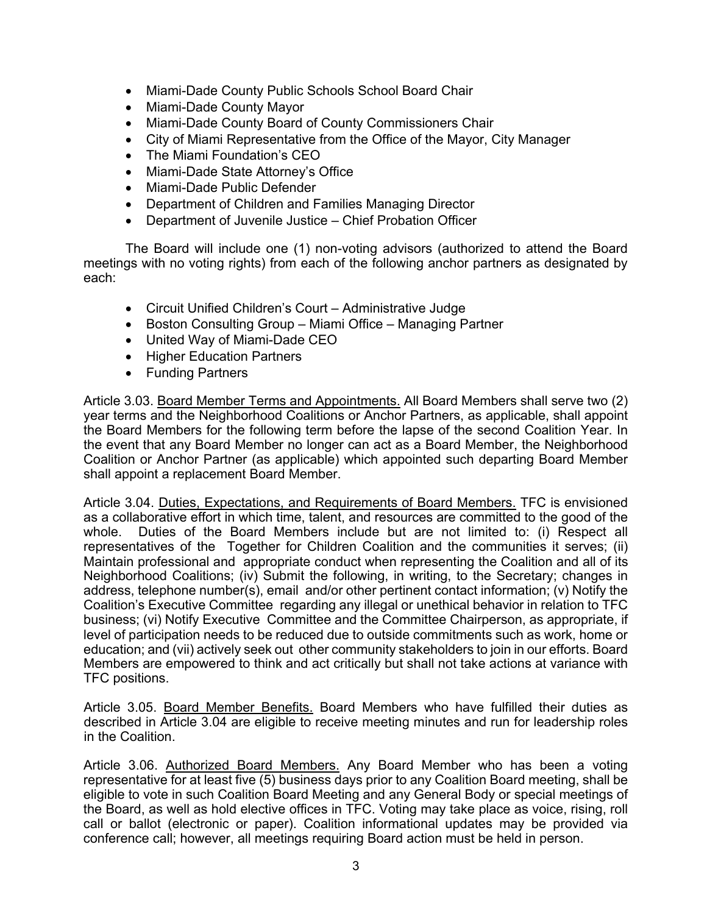- Miami-Dade County Public Schools School Board Chair
- Miami-Dade County Mayor
- Miami-Dade County Board of County Commissioners Chair
- City of Miami Representative from the Office of the Mayor, City Manager
- The Miami Foundation's CEO
- Miami-Dade State Attorney's Office
- Miami-Dade Public Defender
- Department of Children and Families Managing Director
- Department of Juvenile Justice – Chief Probation Officer

The Board will include one (1) non-voting advisors (authorized to attend the Board meetings with no voting rights) from each of the following anchor partners as designated by each:

- Circuit Unified Children's Court – Administrative Judge
- Boston Consulting Group – Miami Office – Managing Partner
- United Way of Miami-Dade CEO
- Higher Education Partners
- Funding Partners

Article 3.03. <u>Board Member Terms and Appointments.</u> All Board Members shall serve two (2) year terms and the Neighborhood Coalitions or Anchor Partners, as applicable, shall appoint the Board Members for the following term before the lapse of the second Coalition Year. In the event that any Board Member no longer can act as a Board Member, the Neighborhood Coalition or Anchor Partner (as applicable) which appointed such departing Board Member shall appoint a replacement Board Member.

Article 3.04. <u>Duties, Expectations, and Requirements of Board Members.</u> TFC is envisioned as a collaborative effort in which time, talent, and resources are committed to the good of the whole. Duties of the Board Members include but are not limited to: (i) Respect all representatives of the Together for Children Coalition and the communities it serves; (ii) Maintain professional and appropriate conduct when representing the Coalition and all of its Neighborhood Coalitions; (iv) Submit the following, in writing, to the Secretary; changes in address, telephone number(s), email and/or other pertinent contact information; (v) Notify the Coalition's Executive Committee regarding any illegal or unethical behavior in relation to TFC business; (vi) Notify Executive Committee and the Committee Chairperson, as appropriate, if level of participation needs to be reduced due to outside commitments such as work, home or education; and (vii) actively seek out other community stakeholders to join in our efforts. Board Members are empowered to think and act critically but shall not take actions at variance with TFC positions.

Article 3.05. <u>Board Member Benefits.</u> Board Members who have fulfilled their duties as described in Article 3.04 are eligible to receive meeting minutes and run for leadership roles in the Coalition.

Article 3.06. <u>Authorized Board Members.</u> Any Board Member who has been a voting representative for at least five (5) business days prior to any Coalition Board meeting, shall be eligible to vote in such Coalition Board Meeting and any General Body or special meetings of the Board, as well as hold elective offices in TFC. Voting may take place as voice, rising, roll call or ballot (electronic or paper). Coalition informational updates may be provided via conference call; however, all meetings requiring Board action must be held in person.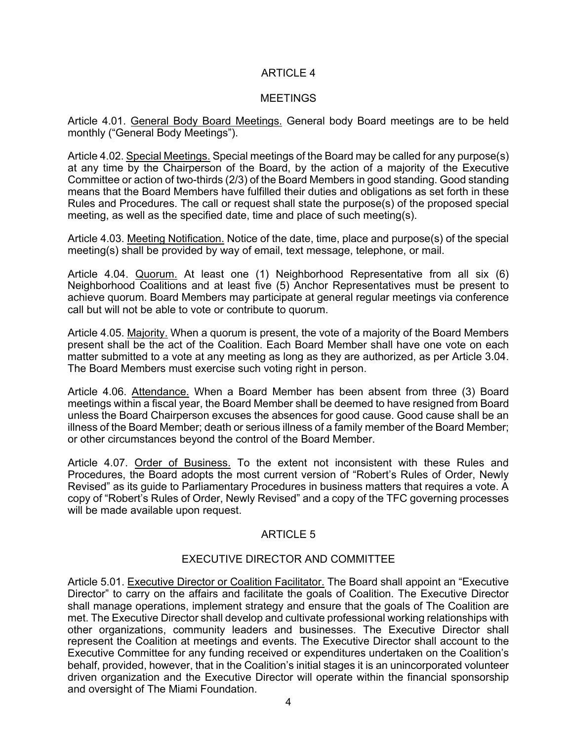## ARTICLE 4

## MEETINGS

Article 4.01. General Body Board Meetings. General body Board meetings are to be held monthly ("General Body Meetings").

Article 4.02. Special Meetings. Special meetings of the Board may be called for any purpose(s) at any time by the Chairperson of the Board, by the action of a majority of the Executive Committee or action of two-thirds (2/3) of the Board Members in good standing. Good standing means that the Board Members have fulfilled their duties and obligations as set forth in these Rules and Procedures. The call or request shall state the purpose(s) of the proposed special meeting, as well as the specified date, time and place of such meeting(s).

Article 4.03. Meeting Notification. Notice of the date, time, place and purpose(s) of the special meeting(s) shall be provided by way of email, text message, telephone, or mail.

Article 4.04. Quorum. At least one (1) Neighborhood Representative from all six (6) Neighborhood Coalitions and at least five (5) Anchor Representatives must be present to achieve quorum. Board Members may participate at general regular meetings via conference call but will not be able to vote or contribute to quorum.

Article 4.05. Majority. When a quorum is present, the vote of a majority of the Board Members present shall be the act of the Coalition. Each Board Member shall have one vote on each matter submitted to a vote at any meeting as long as they are authorized, as per Article 3.04. The Board Members must exercise such voting right in person.

Article 4.06. Attendance. When a Board Member has been absent from three (3) Board meetings within a fiscal year, the Board Member shall be deemed to have resigned from Board unless the Board Chairperson excuses the absences for good cause. Good cause shall be an illness of the Board Member; death or serious illness of a family member of the Board Member; or other circumstances beyond the control of the Board Member.

Article 4.07. Order of Business. To the extent not inconsistent with these Rules and Procedures, the Board adopts the most current version of "Robert's Rules of Order, Newly Revised" as its guide to Parliamentary Procedures in business matters that requires a vote. A copy of "Robert's Rules of Order, Newly Revised" and a copy of the TFC governing processes will be made available upon request.

## ARTICLE 5

## EXECUTIVE DIRECTOR AND COMMITTEE

Article 5.01. Executive Director or Coalition Facilitator. The Board shall appoint an "Executive Director" to carry on the affairs and facilitate the goals of Coalition. The Executive Director shall manage operations, implement strategy and ensure that the goals of The Coalition are met. The Executive Director shall develop and cultivate professional working relationships with other organizations, community leaders and businesses. The Executive Director shall represent the Coalition at meetings and events. The Executive Director shall account to the Executive Committee for any funding received or expenditures undertaken on the Coalition's behalf, provided, however, that in the Coalition's initial stages it is an unincorporated volunteer driven organization and the Executive Director will operate within the financial sponsorship and oversight of The Miami Foundation.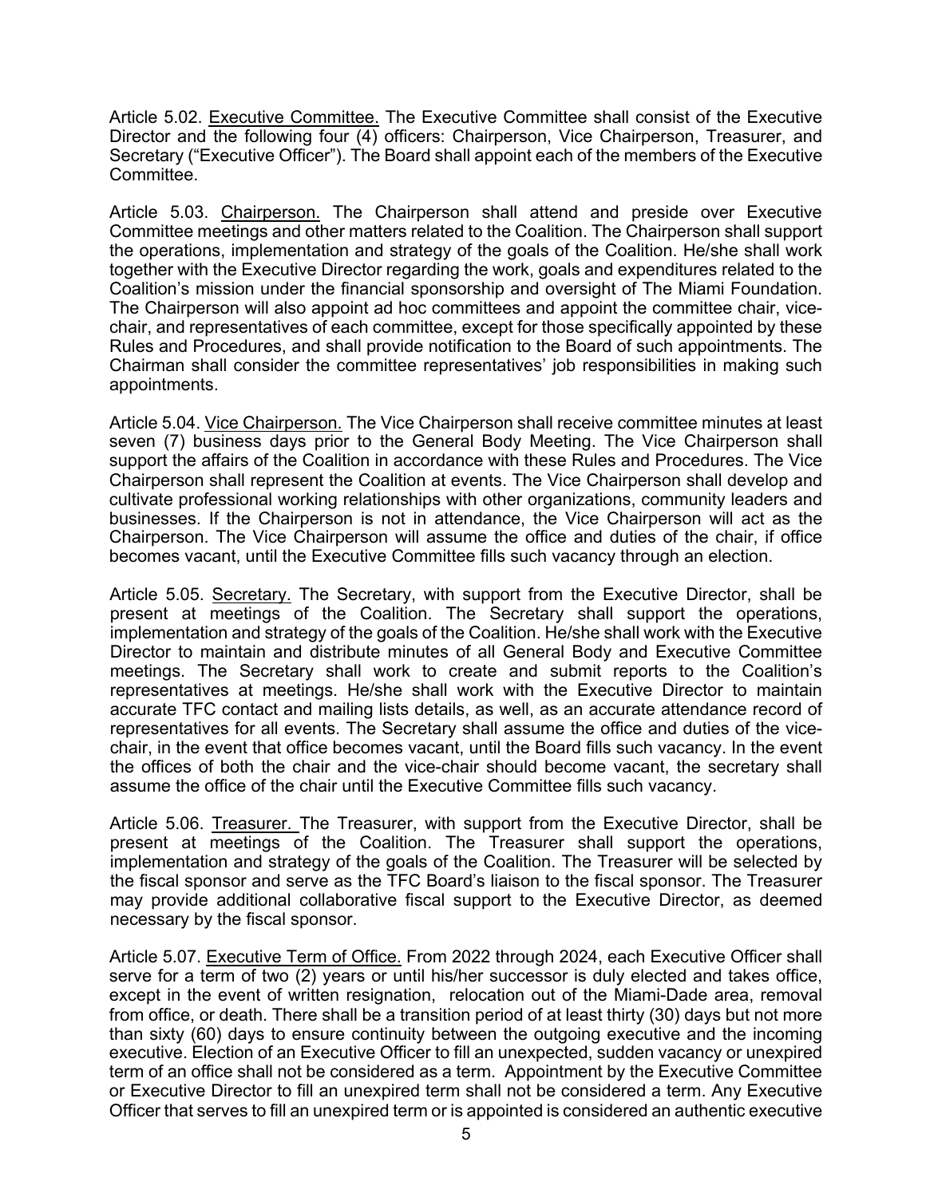Article 5.02. Executive Committee. The Executive Committee shall consist of the Executive Director and the following four (4) officers: Chairperson, Vice Chairperson, Treasurer, and Secretary ("Executive Officer"). The Board shall appoint each of the members of the Executive Committee.

Article 5.03. Chairperson. The Chairperson shall attend and preside over Executive Committee meetings and other matters related to the Coalition. The Chairperson shall support the operations, implementation and strategy of the goals of the Coalition. He/she shall work together with the Executive Director regarding the work, goals and expenditures related to the Coalition's mission under the financial sponsorship and oversight of The Miami Foundation. The Chairperson will also appoint ad hoc committees and appoint the committee chair, vice-chair, and representatives of each committee, except for those specifically appointed by these Rules and Procedures, and shall provide notification to the Board of such appointments. The Chairman shall consider the committee representatives' job responsibilities in making such appointments.

Article 5.04. Vice Chairperson. The Vice Chairperson shall receive committee minutes at least seven (7) business days prior to the General Body Meeting. The Vice Chairperson shall support the affairs of the Coalition in accordance with these Rules and Procedures. The Vice Chairperson shall represent the Coalition at events. The Vice Chairperson shall develop and cultivate professional working relationships with other organizations, community leaders and businesses. If the Chairperson is not in attendance, the Vice Chairperson will act as the Chairperson. The Vice Chairperson will assume the office and duties of the chair, if office becomes vacant, until the Executive Committee fills such vacancy through an election.

Article 5.05. Secretary. The Secretary, with support from the Executive Director, shall be present at meetings of the Coalition. The Secretary shall support the operations, implementation and strategy of the goals of the Coalition. He/she shall work with the Executive Director to maintain and distribute minutes of all General Body and Executive Committee meetings. The Secretary shall work to create and submit reports to the Coalition's representatives at meetings. He/she shall work with the Executive Director to maintain accurate TFC contact and mailing lists details, as well, as an accurate attendance record of representatives for all events. The Secretary shall assume the office and duties of the vice-chair, in the event that office becomes vacant, until the Board fills such vacancy. In the event the offices of both the chair and the vice-chair should become vacant, the secretary shall assume the office of the chair until the Executive Committee fills such vacancy.

Article 5.06. Treasurer. The Treasurer, with support from the Executive Director, shall be present at meetings of the Coalition. The Treasurer shall support the operations, implementation and strategy of the goals of the Coalition. The Treasurer will be selected by the fiscal sponsor and serve as the TFC Board's liaison to the fiscal sponsor. The Treasurer may provide additional collaborative fiscal support to the Executive Director, as deemed necessary by the fiscal sponsor.

Article 5.07. Executive Term of Office. From 2022 through 2024, each Executive Officer shall serve for a term of two (2) years or until his/her successor is duly elected and takes office, except in the event of written resignation, relocation out of the Miami-Dade area, removal from office, or death. There shall be a transition period of at least thirty (30) days but not more than sixty (60) days to ensure continuity between the outgoing executive and the incoming executive. Election of an Executive Officer to fill an unexpected, sudden vacancy or unexpired term of an office shall not be considered as a term. Appointment by the Executive Committee or Executive Director to fill an unexpired term shall not be considered a term. Any Executive Officer that serves to fill an unexpired term or is appointed is considered an authentic executive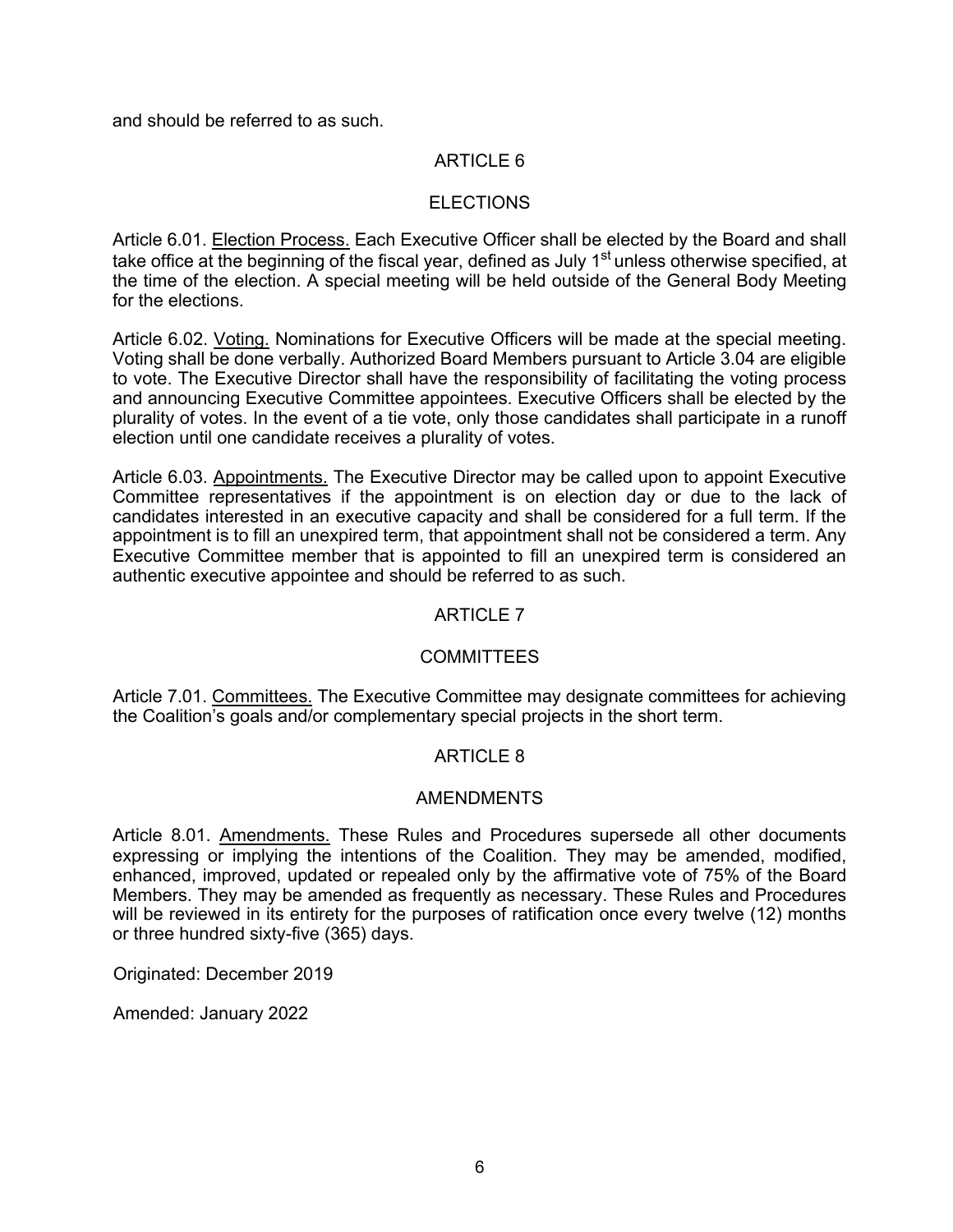and should be referred to as such.

## ARTICLE 6

## ELECTIONS

Article 6.01. Election Process. Each Executive Officer shall be elected by the Board and shall take office at the beginning of the fiscal year, defined as July 1st unless otherwise specified, at the time of the election. A special meeting will be held outside of the General Body Meeting for the elections.

Article 6.02. Voting. Nominations for Executive Officers will be made at the special meeting. Voting shall be done verbally. Authorized Board Members pursuant to Article 3.04 are eligible to vote. The Executive Director shall have the responsibility of facilitating the voting process and announcing Executive Committee appointees. Executive Officers shall be elected by the plurality of votes. In the event of a tie vote, only those candidates shall participate in a runoff election until one candidate receives a plurality of votes.

Article 6.03. Appointments. The Executive Director may be called upon to appoint Executive Committee representatives if the appointment is on election day or due to the lack of candidates interested in an executive capacity and shall be considered for a full term. If the appointment is to fill an unexpired term, that appointment shall not be considered a term. Any Executive Committee member that is appointed to fill an unexpired term is considered an authentic executive appointee and should be referred to as such.

## ARTICLE 7

## COMMITTEES

Article 7.01. Committees. The Executive Committee may designate committees for achieving the Coalition's goals and/or complementary special projects in the short term.

## ARTICLE 8

## AMENDMENTS

Article 8.01. Amendments. These Rules and Procedures supersede all other documents expressing or implying the intentions of the Coalition. They may be amended, modified, enhanced, improved, updated or repealed only by the affirmative vote of 75% of the Board Members. They may be amended as frequently as necessary. These Rules and Procedures will be reviewed in its entirety for the purposes of ratification once every twelve (12) months or three hundred sixty-five (365) days.

Originated: December 2019

Amended: January 2022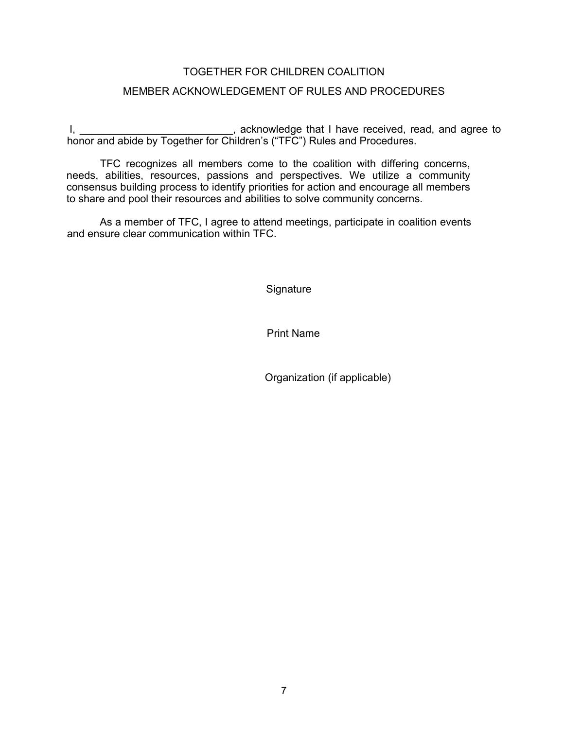# TOGETHER FOR CHILDREN COALITION

## MEMBER ACKNOWLEDGEMENT OF RULES AND PROCEDURES

I, __________________________, acknowledge that I have received, read, and agree to honor and abide by Together for Children's ("TFC") Rules and Procedures.

TFC recognizes all members come to the coalition with differing concerns, needs, abilities, resources, passions and perspectives. We utilize a community consensus building process to identify priorities for action and encourage all members to share and pool their resources and abilities to solve community concerns.

As a member of TFC, I agree to attend meetings, participate in coalition events and ensure clear communication within TFC.

Signature

Print Name

Organization (if applicable)